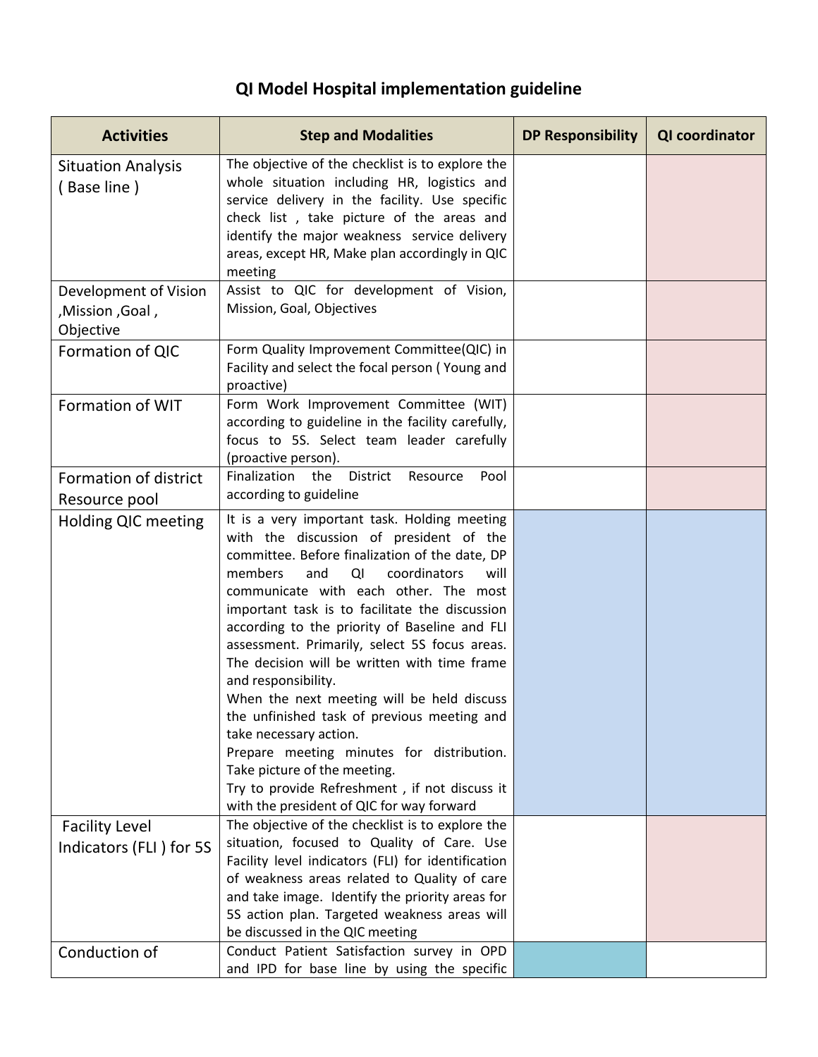# QI Model Hospital implementation guideline

| Activities | Step and Modalities | DP Responsibility | QI coordinator |
|---|---|---|---|
| Situation Analysis ( Base line ) | The objective of the checklist is to explore the whole situation including HR, logistics and service delivery in the facility. Use specific check list , take picture of the areas and identify the major weakness service delivery areas, except HR, Make plan accordingly in QIC meeting | | |
| Development of Vision ,Mission ,Goal , Objective | Assist to QIC for development of Vision, Mission, Goal, Objectives | | |
| Formation of QIC | Form Quality Improvement Committee(QIC) in Facility and select the focal person ( Young and proactive) | | |
| Formation of WIT | Form Work Improvement Committee (WIT) according to guideline in the facility carefully, focus to 5S. Select team leader carefully (proactive person). | | |
| Formation of district Resource pool | Finalization the District Resource Pool according to guideline | | |
| Holding QIC meeting | It is a very important task. Holding meeting with the discussion of president of the committee. Before finalization of the date, DP members and QI coordinators will communicate with each other. The most important task is to facilitate the discussion according to the priority of Baseline and FLI assessment. Primarily, select 5S focus areas. The decision will be written with time frame and responsibility.<br>When the next meeting will be held discuss the unfinished task of previous meeting and take necessary action.<br>Prepare meeting minutes for distribution. Take picture of the meeting.<br>Try to provide Refreshment , if not discuss it with the president of QIC for way forward | | |
| Facility Level Indicators (FLI ) for 5S | The objective of the checklist is to explore the situation, focused to Quality of Care. Use Facility level indicators (FLI) for identification of weakness areas related to Quality of care and take image. Identify the priority areas for 5S action plan. Targeted weakness areas will be discussed in the QIC meeting | | |
| Conduction of | Conduct Patient Satisfaction survey in OPD and IPD for base line by using the specific | | |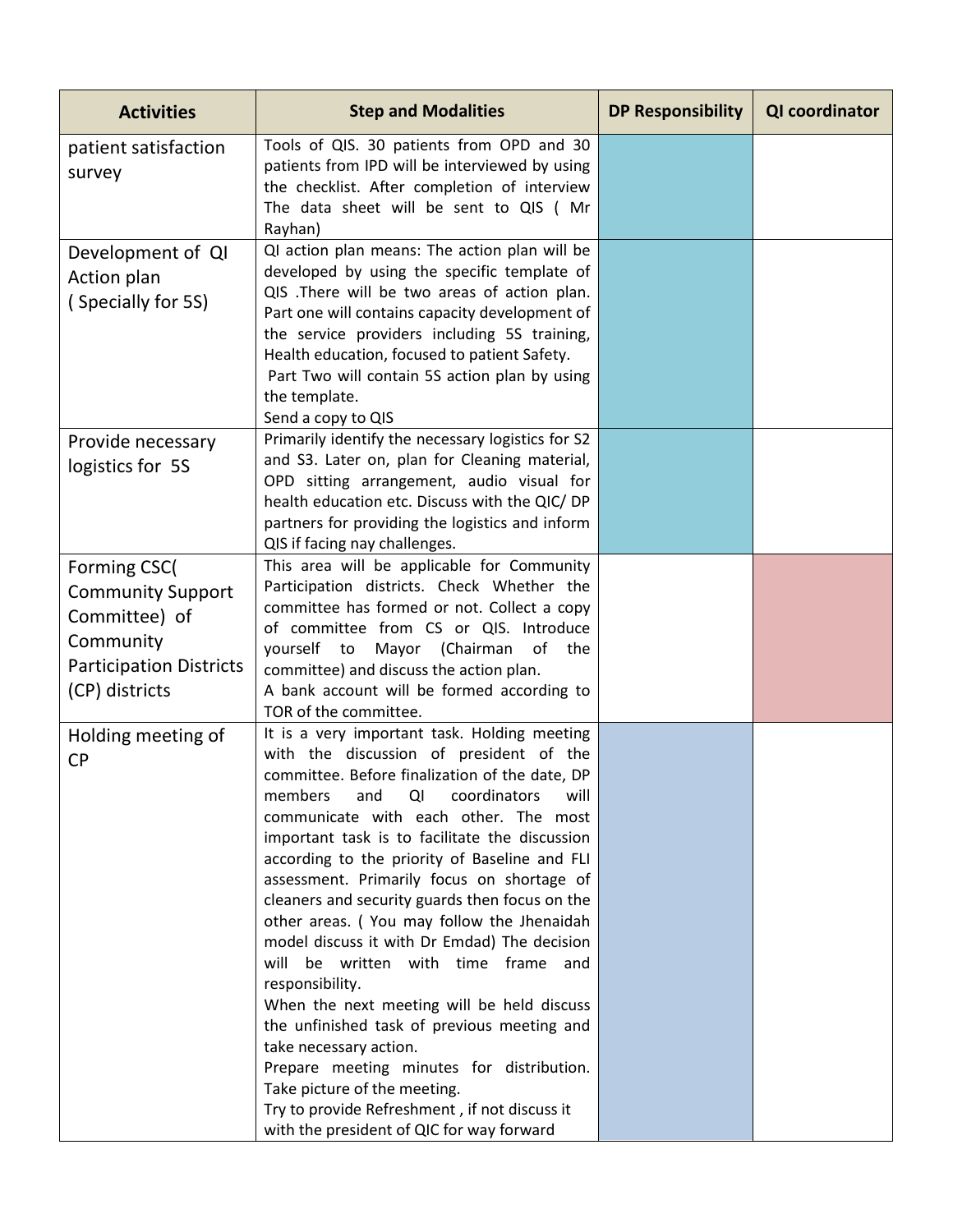| Activities | Step and Modalities | DP Responsibility | QI coordinator |
|---|---|---|---|
| patient satisfaction survey | Tools of QIS. 30 patients from OPD and 30 patients from IPD will be interviewed by using the checklist. After completion of interview The data sheet will be sent to QIS ( Mr Rayhan) | | |
| Development of QI Action plan ( Specially for 5S) | QI action plan means: The action plan will be developed by using the specific template of QIS .There will be two areas of action plan. Part one will contains capacity development of the service providers including 5S training, Health education, focused to patient Safety. Part Two will contain 5S action plan by using the template. Send a copy to QIS | | |
| Provide necessary logistics for 5S | Primarily identify the necessary logistics for S2 and S3. Later on, plan for Cleaning material, OPD sitting arrangement, audio visual for health education etc. Discuss with the QIC/ DP partners for providing the logistics and inform QIS if facing nay challenges. | | |
| Forming CSC( Community Support Committee) of Community Participation Districts (CP) districts | This area will be applicable for Community Participation districts. Check Whether the committee has formed or not. Collect a copy of committee from CS or QIS. Introduce yourself to Mayor (Chairman of the committee) and discuss the action plan. A bank account will be formed according to TOR of the committee. | | |
| Holding meeting of CP | It is a very important task. Holding meeting with the discussion of president of the committee. Before finalization of the date, DP members and QI coordinators will communicate with each other. The most important task is to facilitate the discussion according to the priority of Baseline and FLI assessment. Primarily focus on shortage of cleaners and security guards then focus on the other areas. ( You may follow the Jhenaidah model discuss it with Dr Emdad) The decision will be written with time frame and responsibility. When the next meeting will be held discuss the unfinished task of previous meeting and take necessary action. Prepare meeting minutes for distribution. Take picture of the meeting. Try to provide Refreshment , if not discuss it with the president of QIC for way forward | | |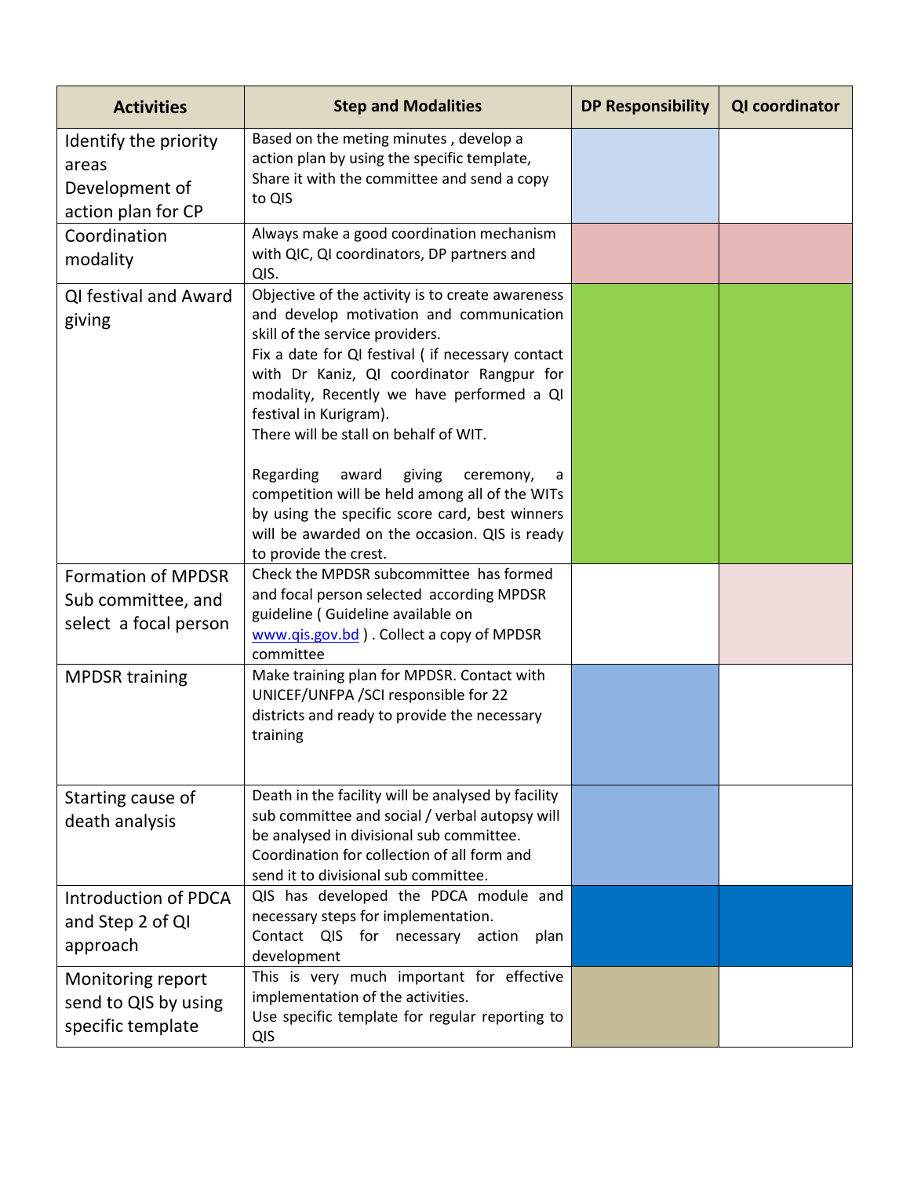| Activities | Step and Modalities | DP Responsibility | QI coordinator |
|---|---|---|---|
| Identify the priority areas Development of action plan for CP | Based on the meting minutes , develop a action plan by using the specific template, Share it with the committee and send a copy to QIS | | |
| Coordination modality | Always make a good coordination mechanism with QIC, QI coordinators, DP partners and QIS. | | |
| QI festival and Award giving | Objective of the activity is to create awareness and develop motivation and communication skill of the service providers.<br>Fix a date for QI festival ( if necessary contact with Dr Kaniz, QI coordinator Rangpur for modality, Recently we have performed a QI festival in Kurigram).<br>There will be stall on behalf of WIT.<br><br>Regarding award giving ceremony, a competition will be held among all of the WITs by using the specific score card, best winners will be awarded on the occasion. QIS is ready to provide the crest. | | |
| Formation of MPDSR Sub committee, and select a focal person | Check the MPDSR subcommittee has formed and focal person selected according MPDSR guideline ( Guideline available on www.qis.gov.bd ) . Collect a copy of MPDSR committee | | |
| MPDSR training | Make training plan for MPDSR. Contact with UNICEF/UNFPA /SCI responsible for 22 districts and ready to provide the necessary training | | |
| Starting cause of death analysis | Death in the facility will be analysed by facility sub committee and social / verbal autopsy will be analysed in divisional sub committee. Coordination for collection of all form and send it to divisional sub committee. | | |
| Introduction of PDCA and Step 2 of QI approach | QIS has developed the PDCA module and necessary steps for implementation.<br>Contact QIS for necessary action plan development | | |
| Monitoring report send to QIS by using specific template | This is very much important for effective implementation of the activities.<br>Use specific template for regular reporting to QIS | | |